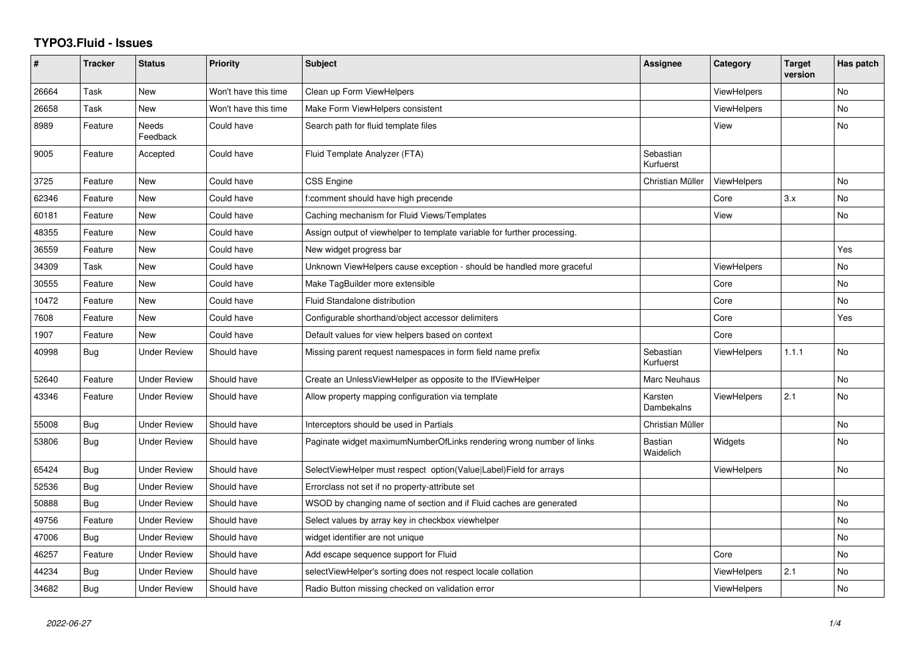# TYPO3.Fluid - Issues

| # | Tracker | Status | Priority | Subject | Assignee | Category | Target version | Has patch |
|---|---|---|---|---|---|---|---|---|
| 26664 | Task | New | Won't have this time | Clean up Form ViewHelpers | | ViewHelpers | | No |
| 26658 | Task | New | Won't have this time | Make Form ViewHelpers consistent | | ViewHelpers | | No |
| 8989 | Feature | Needs Feedback | Could have | Search path for fluid template files | | View | | No |
| 9005 | Feature | Accepted | Could have | Fluid Template Analyzer (FTA) | Sebastian Kurfuerst | | | |
| 3725 | Feature | New | Could have | CSS Engine | Christian Müller | ViewHelpers | | No |
| 62346 | Feature | New | Could have | f:comment should have high precende | | Core | 3.x | No |
| 60181 | Feature | New | Could have | Caching mechanism for Fluid Views/Templates | | View | | No |
| 48355 | Feature | New | Could have | Assign output of viewhelper to template variable for further processing. | | | | |
| 36559 | Feature | New | Could have | New widget progress bar | | | | Yes |
| 34309 | Task | New | Could have | Unknown ViewHelpers cause exception - should be handled more graceful | | ViewHelpers | | No |
| 30555 | Feature | New | Could have | Make TagBuilder more extensible | | Core | | No |
| 10472 | Feature | New | Could have | Fluid Standalone distribution | | Core | | No |
| 7608 | Feature | New | Could have | Configurable shorthand/object accessor delimiters | | Core | | Yes |
| 1907 | Feature | New | Could have | Default values for view helpers based on context | | Core | | |
| 40998 | Bug | Under Review | Should have | Missing parent request namespaces in form field name prefix | Sebastian Kurfuerst | ViewHelpers | 1.1.1 | No |
| 52640 | Feature | Under Review | Should have | Create an UnlessViewHelper as opposite to the IfViewHelper | Marc Neuhaus | | | No |
| 43346 | Feature | Under Review | Should have | Allow property mapping configuration via template | Karsten Dambekalns | ViewHelpers | 2.1 | No |
| 55008 | Bug | Under Review | Should have | Interceptors should be used in Partials | Christian Müller | | | No |
| 53806 | Bug | Under Review | Should have | Paginate widget maximumNumberOfLinks rendering wrong number of links | Bastian Waidelich | Widgets | | No |
| 65424 | Bug | Under Review | Should have | SelectViewHelper must respect option(Value\|Label)Field for arrays | | ViewHelpers | | No |
| 52536 | Bug | Under Review | Should have | Errorclass not set if no property-attribute set | | | | |
| 50888 | Bug | Under Review | Should have | WSOD by changing name of section and if Fluid caches are generated | | | | No |
| 49756 | Feature | Under Review | Should have | Select values by array key in checkbox viewhelper | | | | No |
| 47006 | Bug | Under Review | Should have | widget identifier are not unique | | | | No |
| 46257 | Feature | Under Review | Should have | Add escape sequence support for Fluid | | Core | | No |
| 44234 | Bug | Under Review | Should have | selectViewHelper's sorting does not respect locale collation | | ViewHelpers | 2.1 | No |
| 34682 | Bug | Under Review | Should have | Radio Button missing checked on validation error | | ViewHelpers | | No |

2022-06-27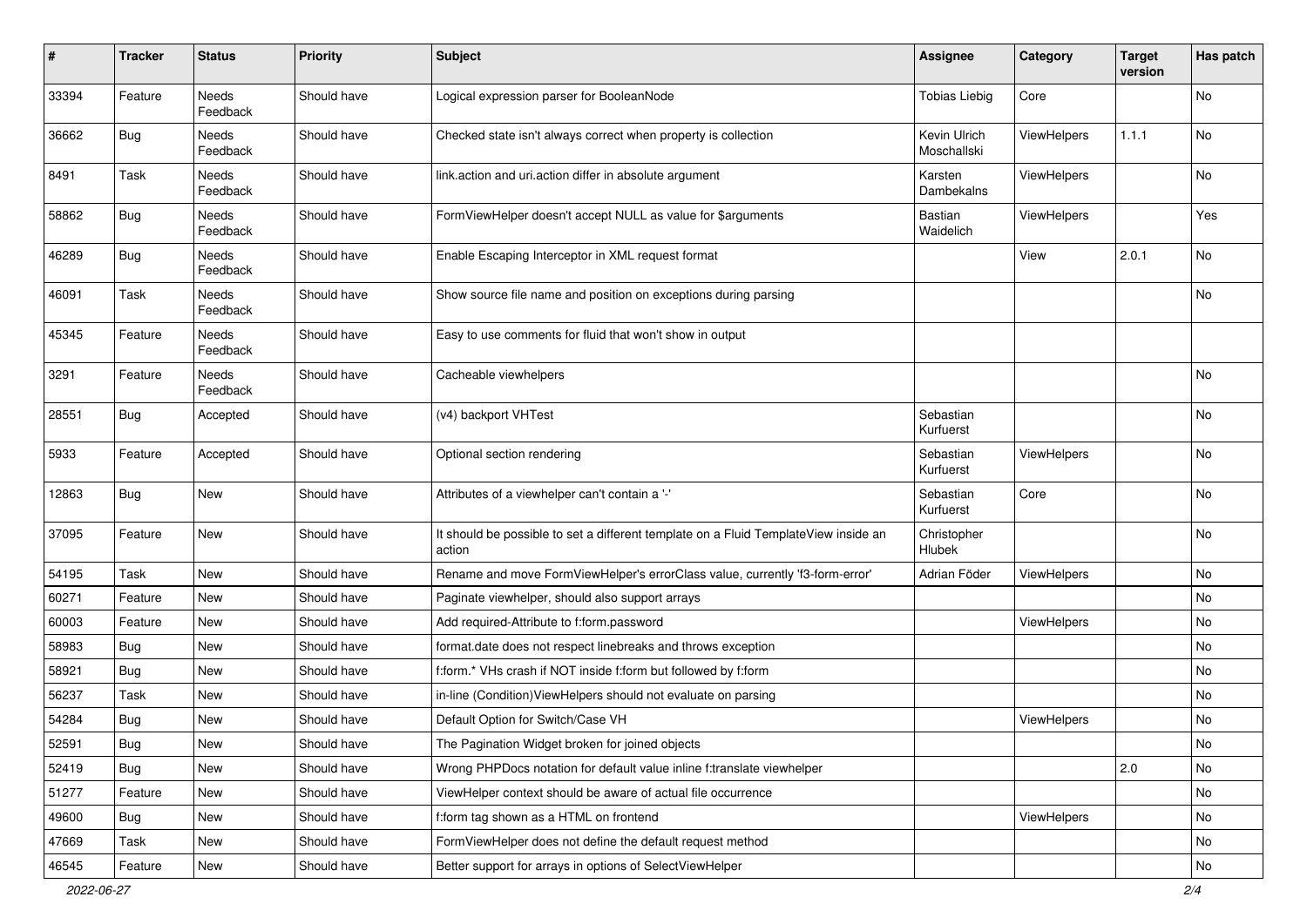| # | Tracker | Status | Priority | Subject | Assignee | Category | Target version | Has patch |
|---|---|---|---|---|---|---|---|---|
| 33394 | Feature | Needs Feedback | Should have | Logical expression parser for BooleanNode | Tobias Liebig | Core | | No |
| 36662 | Bug | Needs Feedback | Should have | Checked state isn't always correct when property is collection | Kevin Ulrich Moschallski | ViewHelpers | 1.1.1 | No |
| 8491 | Task | Needs Feedback | Should have | link.action and uri.action differ in absolute argument | Karsten Dambekalns | ViewHelpers | | No |
| 58862 | Bug | Needs Feedback | Should have | FormViewHelper doesn't accept NULL as value for $arguments | Bastian Waidelich | ViewHelpers | | Yes |
| 46289 | Bug | Needs Feedback | Should have | Enable Escaping Interceptor in XML request format | | View | 2.0.1 | No |
| 46091 | Task | Needs Feedback | Should have | Show source file name and position on exceptions during parsing | | | | No |
| 45345 | Feature | Needs Feedback | Should have | Easy to use comments for fluid that won't show in output | | | | |
| 3291 | Feature | Needs Feedback | Should have | Cacheable viewhelpers | | | | No |
| 28551 | Bug | Accepted | Should have | (v4) backport VHTest | Sebastian Kurfuerst | | | No |
| 5933 | Feature | Accepted | Should have | Optional section rendering | Sebastian Kurfuerst | ViewHelpers | | No |
| 12863 | Bug | New | Should have | Attributes of a viewhelper can't contain a '-' | Sebastian Kurfuerst | Core | | No |
| 37095 | Feature | New | Should have | It should be possible to set a different template on a Fluid TemplateView inside an action | Christopher Hlubek | | | No |
| 54195 | Task | New | Should have | Rename and move FormViewHelper's errorClass value, currently 'f3-form-error' | Adrian Föder | ViewHelpers | | No |
| 60271 | Feature | New | Should have | Paginate viewhelper, should also support arrays | | | | No |
| 60003 | Feature | New | Should have | Add required-Attribute to f:form.password | | ViewHelpers | | No |
| 58983 | Bug | New | Should have | format.date does not respect linebreaks and throws exception | | | | No |
| 58921 | Bug | New | Should have | f:form.* VHs crash if NOT inside f:form but followed by f:form | | | | No |
| 56237 | Task | New | Should have | in-line (Condition)ViewHelpers should not evaluate on parsing | | | | No |
| 54284 | Bug | New | Should have | Default Option for Switch/Case VH | | ViewHelpers | | No |
| 52591 | Bug | New | Should have | The Pagination Widget broken for joined objects | | | | No |
| 52419 | Bug | New | Should have | Wrong PHPDocs notation for default value inline f:translate viewhelper | | | 2.0 | No |
| 51277 | Feature | New | Should have | ViewHelper context should be aware of actual file occurrence | | | | No |
| 49600 | Bug | New | Should have | f:form tag shown as a HTML on frontend | | ViewHelpers | | No |
| 47669 | Task | New | Should have | FormViewHelper does not define the default request method | | | | No |
| 46545 | Feature | New | Should have | Better support for arrays in options of SelectViewHelper | | | | No |

2022-06-27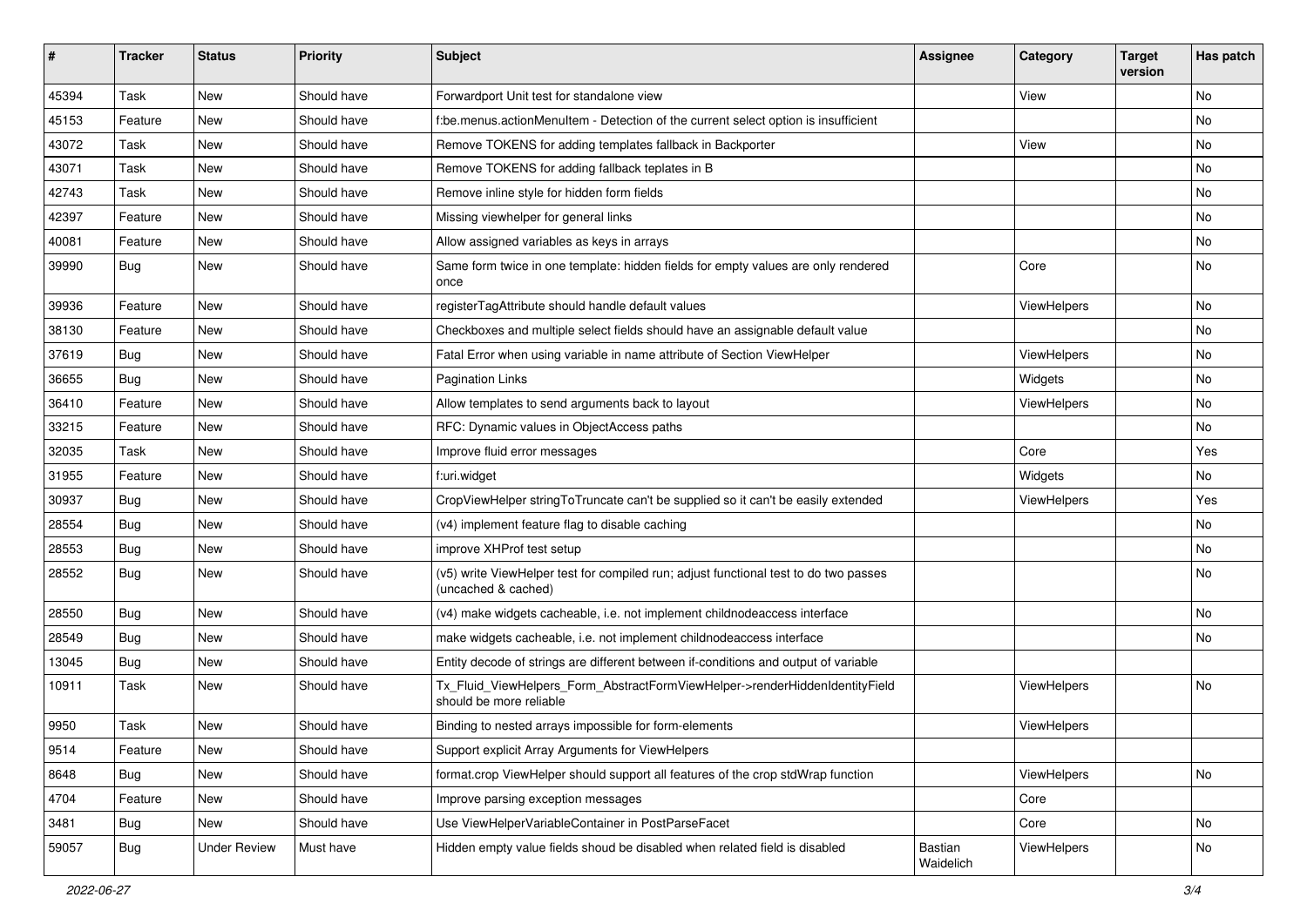| # | Tracker | Status | Priority | Subject | Assignee | Category | Target version | Has patch |
|---|---|---|---|---|---|---|---|---|
| 45394 | Task | New | Should have | Forwardport Unit test for standalone view | | View | | No |
| 45153 | Feature | New | Should have | f:be.menus.actionMenuItem - Detection of the current select option is insufficient | | | | No |
| 43072 | Task | New | Should have | Remove TOKENS for adding templates fallback in Backporter | | View | | No |
| 43071 | Task | New | Should have | Remove TOKENS for adding fallback teplates in B | | | | No |
| 42743 | Task | New | Should have | Remove inline style for hidden form fields | | | | No |
| 42397 | Feature | New | Should have | Missing viewhelper for general links | | | | No |
| 40081 | Feature | New | Should have | Allow assigned variables as keys in arrays | | | | No |
| 39990 | Bug | New | Should have | Same form twice in one template: hidden fields for empty values are only rendered once | | Core | | No |
| 39936 | Feature | New | Should have | registerTagAttribute should handle default values | | ViewHelpers | | No |
| 38130 | Feature | New | Should have | Checkboxes and multiple select fields should have an assignable default value | | | | No |
| 37619 | Bug | New | Should have | Fatal Error when using variable in name attribute of Section ViewHelper | | ViewHelpers | | No |
| 36655 | Bug | New | Should have | Pagination Links | | Widgets | | No |
| 36410 | Feature | New | Should have | Allow templates to send arguments back to layout | | ViewHelpers | | No |
| 33215 | Feature | New | Should have | RFC: Dynamic values in ObjectAccess paths | | | | No |
| 32035 | Task | New | Should have | Improve fluid error messages | | Core | | Yes |
| 31955 | Feature | New | Should have | f:uri.widget | | Widgets | | No |
| 30937 | Bug | New | Should have | CropViewHelper stringToTruncate can't be supplied so it can't be easily extended | | ViewHelpers | | Yes |
| 28554 | Bug | New | Should have | (v4) implement feature flag to disable caching | | | | No |
| 28553 | Bug | New | Should have | improve XHProf test setup | | | | No |
| 28552 | Bug | New | Should have | (v5) write ViewHelper test for compiled run; adjust functional test to do two passes (uncached & cached) | | | | No |
| 28550 | Bug | New | Should have | (v4) make widgets cacheable, i.e. not implement childnodeaccess interface | | | | No |
| 28549 | Bug | New | Should have | make widgets cacheable, i.e. not implement childnodeaccess interface | | | | No |
| 13045 | Bug | New | Should have | Entity decode of strings are different between if-conditions and output of variable | | | | |
| 10911 | Task | New | Should have | Tx_Fluid_ViewHelpers_Form_AbstractFormViewHelper->renderHiddenIdentityField should be more reliable | | ViewHelpers | | No |
| 9950 | Task | New | Should have | Binding to nested arrays impossible for form-elements | | ViewHelpers | | |
| 9514 | Feature | New | Should have | Support explicit Array Arguments for ViewHelpers | | | | |
| 8648 | Bug | New | Should have | format.crop ViewHelper should support all features of the crop stdWrap function | | ViewHelpers | | No |
| 4704 | Feature | New | Should have | Improve parsing exception messages | | Core | | |
| 3481 | Bug | New | Should have | Use ViewHelperVariableContainer in PostParseFacet | | Core | | No |
| 59057 | Bug | Under Review | Must have | Hidden empty value fields shoud be disabled when related field is disabled | Bastian Waidelich | ViewHelpers | | No |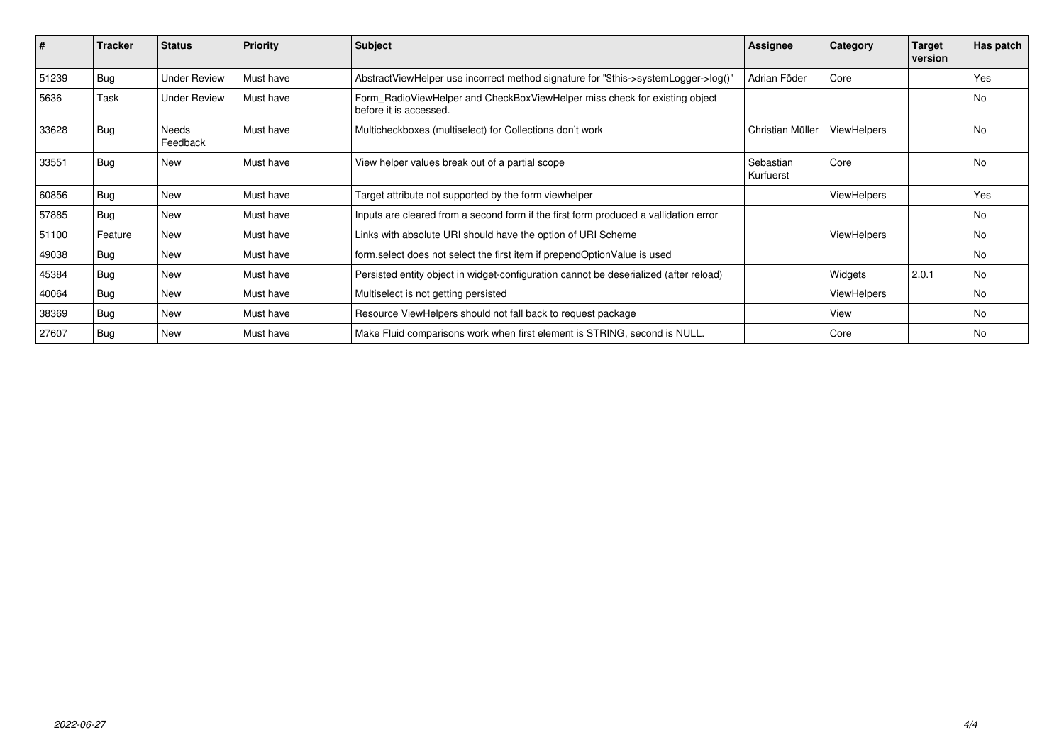| # | Tracker | Status | Priority | Subject | Assignee | Category | Target version | Has patch |
| --- | --- | --- | --- | --- | --- | --- | --- | --- |
| 51239 | Bug | Under Review | Must have | AbstractViewHelper use incorrect method signature for "$this->systemLogger->log()" | Adrian Föder | Core | | Yes |
| 5636 | Task | Under Review | Must have | Form_RadioViewHelper and CheckBoxViewHelper miss check for existing object before it is accessed. | | | | No |
| 33628 | Bug | Needs Feedback | Must have | Multicheckboxes (multiselect) for Collections don't work | Christian Müller | ViewHelpers | | No |
| 33551 | Bug | New | Must have | View helper values break out of a partial scope | Sebastian Kurfuerst | Core | | No |
| 60856 | Bug | New | Must have | Target attribute not supported by the form viewhelper | | ViewHelpers | | Yes |
| 57885 | Bug | New | Must have | Inputs are cleared from a second form if the first form produced a vallidation error | | | | No |
| 51100 | Feature | New | Must have | Links with absolute URI should have the option of URI Scheme | | ViewHelpers | | No |
| 49038 | Bug | New | Must have | form.select does not select the first item if prependOptionValue is used | | | | No |
| 45384 | Bug | New | Must have | Persisted entity object in widget-configuration cannot be deserialized (after reload) | | Widgets | 2.0.1 | No |
| 40064 | Bug | New | Must have | Multiselect is not getting persisted | | ViewHelpers | | No |
| 38369 | Bug | New | Must have | Resource ViewHelpers should not fall back to request package | | View | | No |
| 27607 | Bug | New | Must have | Make Fluid comparisons work when first element is STRING, second is NULL. | | Core | | No |